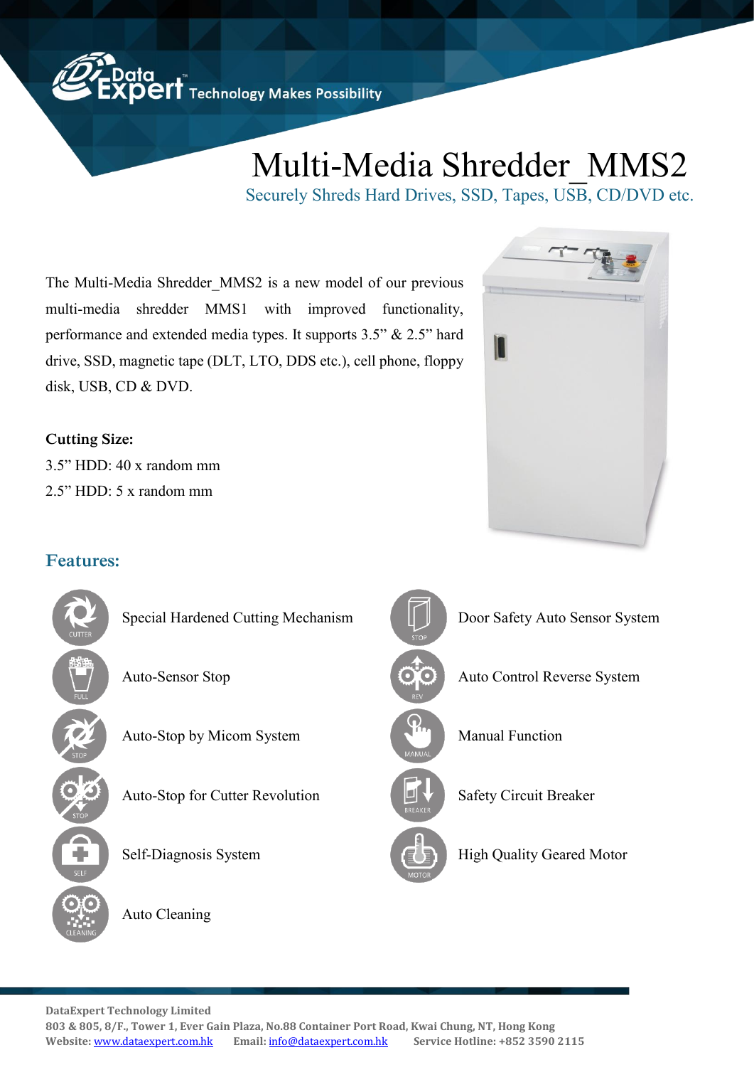# Multi-Media Shredder_MMS2

Securely Shreds Hard Drives, SSD, Tapes, USB, CD/DVD etc.

The Multi-Media Shredder_MMS2 is a new model of our previous multi-media shredder MMS1 with improved functionality, performance and extended media types. It supports 3.5" & 2.5" hard drive, SSD, magnetic tape (DLT, LTO, DDS etc.), cell phone, floppy disk, USB, CD & DVD.

**Cutting Size:**

3.5" HDD: 40 x random mm

2.5" HDD: 5 x random mm

## Features:

- Special Hardened Cutting Mechanism
- Auto-Sensor Stop
- Auto-Stop by Micom System
- Auto-Stop for Cutter Revolution
- Self-Diagnosis System
- Auto Cleaning
- Door Safety Auto Sensor System
- Auto Control Reverse System
- Manual Function
- Safety Circuit Breaker
- High Quality Geared Motor

**DataExpert Technology Limited**

**803 & 805, 8/F., Tower 1, Ever Gain Plaza, No.88 Container Port Road, Kwai Chung, NT, Hong Kong**

**Website:** [www.dataexpert.com.hk](http://www.dataexpert.com.hk) **Email:** [info@dataexpert.com.hk](mailto:info@dataexpert.com.hk) **Service Hotline: +852 3590 2115**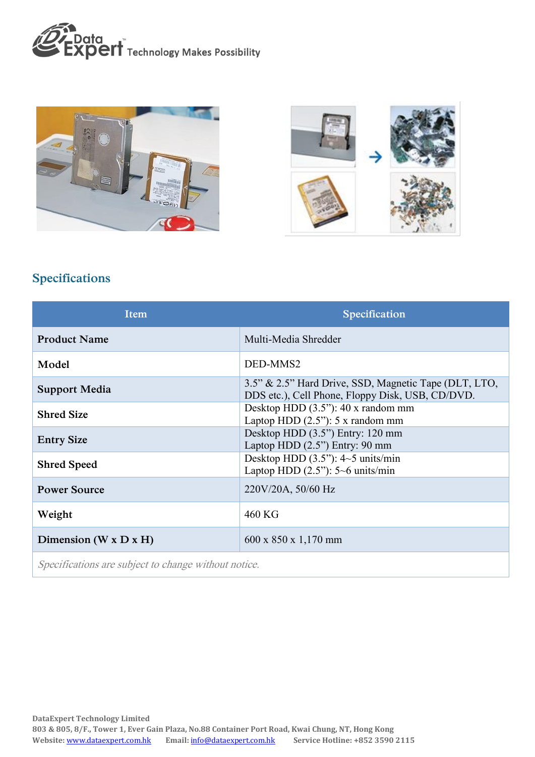## Specifications

| Item | Specification |
|---|---|
| **Product Name** | Multi-Media Shredder |
| **Model** | DED-MMS2 |
| **Support Media** | 3.5" & 2.5" Hard Drive, SSD, Magnetic Tape (DLT, LTO, DDS etc.), Cell Phone, Floppy Disk, USB, CD/DVD. |
| **Shred Size** | Desktop HDD (3.5"): 40 x random mm<br>Laptop HDD (2.5"): 5 x random mm |
| **Entry Size** | Desktop HDD (3.5") Entry: 120 mm<br>Laptop HDD (2.5") Entry: 90 mm |
| **Shred Speed** | Desktop HDD (3.5"): 4~5 units/min<br>Laptop HDD (2.5"): 5~6 units/min |
| **Power Source** | 220V/20A, 50/60 Hz |
| **Weight** | 460 KG |
| **Dimension (W x D x H)** | 600 x 850 x 1,170 mm |
| *Specifications are subject to change without notice.* | |

**DataExpert Technology Limited**
**803 & 805, 8/F., Tower 1, Ever Gain Plaza, No.88 Container Port Road, Kwai Chung, NT, Hong Kong**
**Website:** www.dataexpert.com.hk **Email:** info@dataexpert.com.hk **Service Hotline: +852 3590 2115**